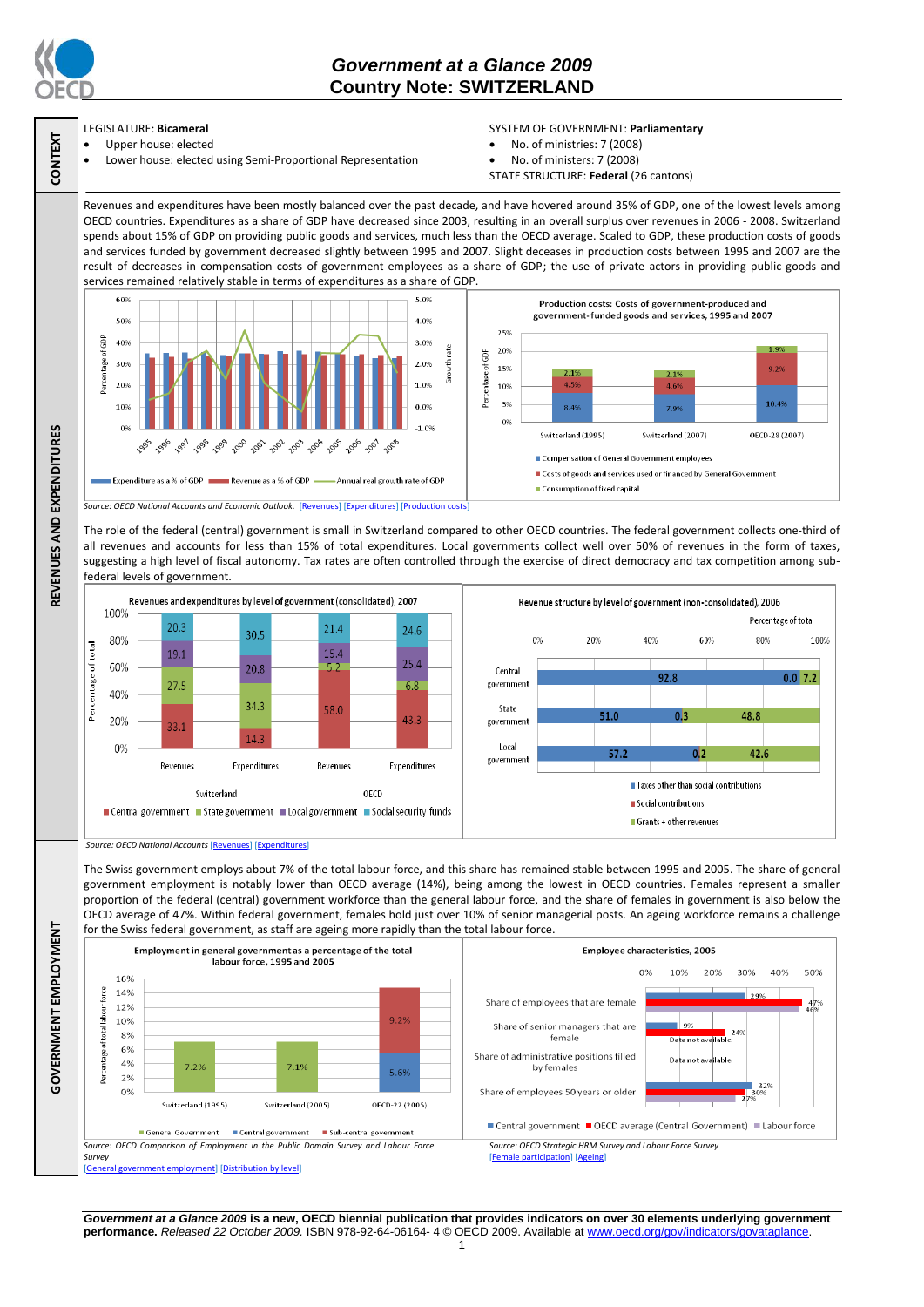# Government at a Glance 2009
## Country Note: SWITZERLAND

### CONTEXT

LEGISLATURE: **Bicameral**
- Upper house: elected
- Lower house: elected using Semi-Proportional Representation

SYSTEM OF GOVERNMENT: **Parliamentary**
- No. of ministries: 7 (2008)
- No. of ministers: 7 (2008)

STATE STRUCTURE: **Federal** (26 cantons)

### REVENUES AND EXPENDITURES

Revenues and expenditures have been mostly balanced over the past decade, and have hovered around 35% of GDP, one of the lowest levels among OECD countries. Expenditures as a share of GDP have decreased since 2003, resulting in an overall surplus over revenues in 2006 - 2008. Switzerland spends about 15% of GDP on providing public goods and services, much less than the OECD average. Scaled to GDP, these production costs of goods and services funded by government decreased slightly between 1995 and 2007. Slight deceases in production costs between 1995 and 2007 are the result of decreases in compensation costs of government employees as a share of GDP; the use of private actors in providing public goods and services remained relatively stable in terms of expenditures as a share of GDP.

**Production costs: Costs of government-produced and government-funded goods and services, 1995 and 2007**

| | Switzerland (1995) | Switzerland (2007) | OECD-28 (2007) |
|---|---|---|---|
| Compensation of General Government employees | 8.4% | 7.9% | 10.4% |
| Costs of goods and services used or financed by General Government | 4.5% | 4.6% | 9.2% |
| Consumption of fixed capital | 2.1% | 2.1% | 1.9% |

*Source: OECD National Accounts and Economic Outlook.* [Revenues] [Expenditures] [Production costs]

The role of the federal (central) government is small in Switzerland compared to other OECD countries. The federal government collects one-third of all revenues and accounts for less than 15% of total expenditures. Local governments collect well over 50% of revenues in the form of taxes, suggesting a high level of fiscal autonomy. Tax rates are often controlled through the exercise of direct democracy and tax competition among sub-federal levels of government.

**Revenues and expenditures by level of government (consolidated), 2007**

| | Switzerland Revenues | Switzerland Expenditures | OECD Revenues | OECD Expenditures |
|---|---|---|---|---|
| Central government | 33.1 | 14.3 | 58.0 | 43.3 |
| State government | 27.5 | 34.3 | 5.2 | 6.8 |
| Local government | 19.1 | 20.8 | 15.4 | 25.4 |
| Social security funds | 20.3 | 30.5 | 21.4 | 24.6 |

**Revenue structure by level of government (non-consolidated), 2006** (Percentage of total)

| | Taxes other than social contributions | Social contributions | Grants + other revenues |
|---|---|---|---|
| Central government | 92.8 | 0.0 | 7.2 |
| State government | 51.0 | 0.3 | 48.8 |
| Local government | 57.2 | 0.2 | 42.6 |

*Source: OECD National Accounts* [Revenues] [Expenditures]

### GOVERNMENT EMPLOYMENT

The Swiss government employs about 7% of the total labour force, and this share has remained stable between 1995 and 2005. The share of general government employment is notably lower than OECD average (14%), being among the lowest in OECD countries. Females represent a smaller proportion of the federal (central) government workforce than the general labour force, and the share of females in government is also below the OECD average of 47%. Within federal government, females hold just over 10% of senior managerial posts. An ageing workforce remains a challenge for the Swiss federal government, as staff are ageing more rapidly than the total labour force.

**Employment in general government as a percentage of the total labour force, 1995 and 2005**

| | Switzerland (1995) | Switzerland (2005) | OECD-22 (2005) |
|---|---|---|---|
| General Government | 7.2% | 7.1% | |
| Central government | | | 5.6% |
| Sub-central government | | | 9.2% |

*Source: OECD Comparison of Employment in the Public Domain Survey and Labour Force Survey*
[General government employment] [Distribution by level]

**Employee characteristics, 2005**

| | Central government | OECD average (Central Government) | Labour force |
|---|---|---|---|
| Share of employees that are female | 29% | 47% | 46% |
| Share of senior managers that are female | 9% | 24% | Data not available |
| Share of administrative positions filled by females | Data not available | | |
| Share of employees 50 years or older | 30% | 32% | 27% |

*Source: OECD Strategic HRM Survey and Labour Force Survey*
[Female participation] [Ageing]

***Government at a Glance 2009* is a new, OECD biennial publication that provides indicators on over 30 elements underlying government performance.** *Released 22 October 2009.* ISBN 978-92-64-06164- 4 © OECD 2009. Available at www.oecd.org/gov/indicators/govataglance.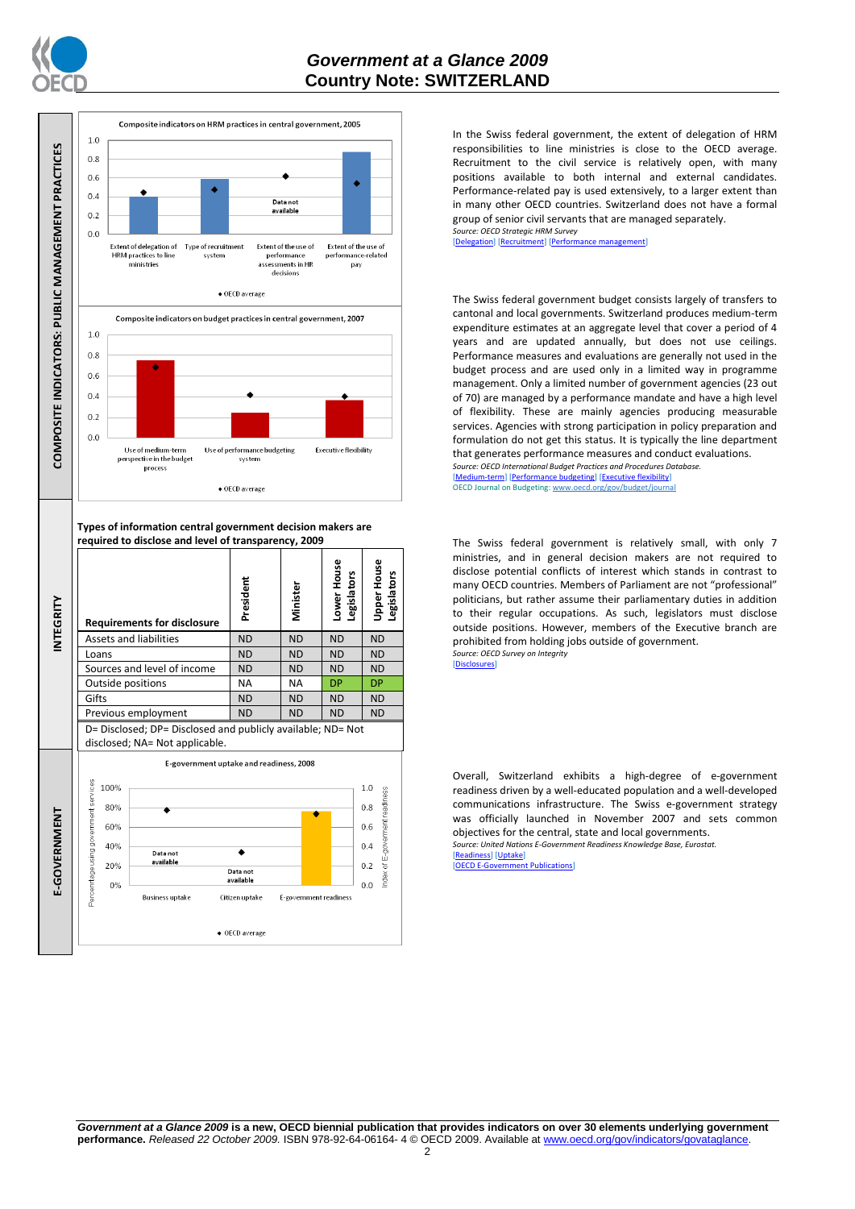## COMPOSITE INDICATORS: PUBLIC MANAGEMENT PRACTICES

Composite indicators on HRM practices in central government, 2005

Composite indicators on budget practices in central government, 2007

In the Swiss federal government, the extent of delegation of HRM responsibilities to line ministries is close to the OECD average. Recruitment to the civil service is relatively open, with many positions available to both internal and external candidates. Performance-related pay is used extensively, to a larger extent than in many other OECD countries. Switzerland does not have a formal group of senior civil servants that are managed separately.

*Source: OECD Strategic HRM Survey*

[Delegation] [Recruitment] [Performance management]

The Swiss federal government budget consists largely of transfers to cantonal and local governments. Switzerland produces medium-term expenditure estimates at an aggregate level that cover a period of 4 years and are updated annually, but does not use ceilings. Performance measures and evaluations are generally not used in the budget process and are used only in a limited way in programme management. Only a limited number of government agencies (23 out of 70) are managed by a performance mandate and have a high level of flexibility. These are mainly agencies producing measurable services. Agencies with strong participation in policy preparation and formulation do not get this status. It is typically the line department that generates performance measures and conduct evaluations.

*Source: OECD International Budget Practices and Procedures Database.*

[Medium-term] [Performance budgeting] [Executive flexibility]

OECD Journal on Budgeting: www.oecd.org/gov/budget/journal

## INTEGRITY

**Types of information central government decision makers are required to disclose and level of transparency, 2009**

| Requirements for disclosure | President | Minister | Lower House Legislators | Upper House Legislators |
|---|---|---|---|---|
| Assets and liabilities | ND | ND | ND | ND |
| Loans | ND | ND | ND | ND |
| Sources and level of income | ND | ND | ND | ND |
| Outside positions | NA | NA | DP | DP |
| Gifts | ND | ND | ND | ND |
| Previous employment | ND | ND | ND | ND |

D= Disclosed; DP= Disclosed and publicly available; ND= Not disclosed; NA= Not applicable.

The Swiss federal government is relatively small, with only 7 ministries, and in general decision makers are not required to disclose potential conflicts of interest which stands in contrast to many OECD countries. Members of Parliament are not "professional" politicians, but rather assume their parliamentary duties in addition to their regular occupations. As such, legislators must disclose outside positions. However, members of the Executive branch are prohibited from holding jobs outside of government.

*Source: OECD Survey on Integrity*

[Disclosures]

## E-GOVERNMENT

E-government uptake and readiness, 2008

Overall, Switzerland exhibits a high-degree of e-government readiness driven by a well-educated population and a well-developed communications infrastructure. The Swiss e-government strategy was officially launched in November 2007 and sets common objectives for the central, state and local governments.

*Source: United Nations E-Government Readiness Knowledge Base, Eurostat.*

[Readiness] [Uptake]

[OECD E-Government Publications]

***Government at a Glance 2009*** **is a new, OECD biennial publication that provides indicators on over 30 elements underlying government performance.** *Released 22 October 2009.* ISBN 978-92-64-06164- 4 © OECD 2009. Available at www.oecd.org/gov/indicators/govataglance.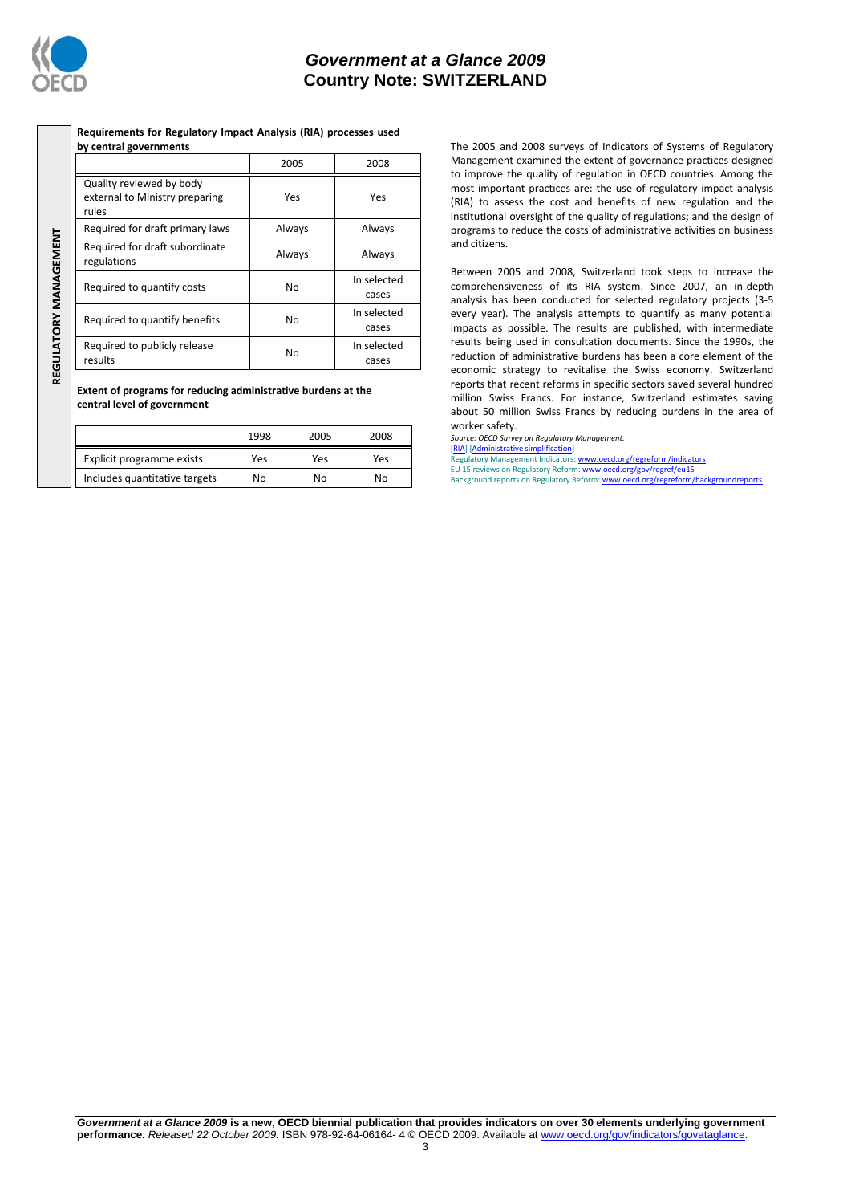**REGULATORY MANAGEMENT**

**Requirements for Regulatory Impact Analysis (RIA) processes used by central governments**

| | 2005 | 2008 |
|---|---|---|
| Quality reviewed by body external to Ministry preparing rules | Yes | Yes |
| Required for draft primary laws | Always | Always |
| Required for draft subordinate regulations | Always | Always |
| Required to quantify costs | No | In selected cases |
| Required to quantify benefits | No | In selected cases |
| Required to publicly release results | No | In selected cases |

**Extent of programs for reducing administrative burdens at the central level of government**

| | 1998 | 2005 | 2008 |
|---|---|---|---|
| Explicit programme exists | Yes | Yes | Yes |
| Includes quantitative targets | No | No | No |

The 2005 and 2008 surveys of Indicators of Systems of Regulatory Management examined the extent of governance practices designed to improve the quality of regulation in OECD countries. Among the most important practices are: the use of regulatory impact analysis (RIA) to assess the cost and benefits of new regulation and the institutional oversight of the quality of regulations; and the design of programs to reduce the costs of administrative activities on business and citizens.

Between 2005 and 2008, Switzerland took steps to increase the comprehensiveness of its RIA system. Since 2007, an in-depth analysis has been conducted for selected regulatory projects (3-5 every year). The analysis attempts to quantify as many potential impacts as possible. The results are published, with intermediate results being used in consultation documents. Since the 1990s, the reduction of administrative burdens has been a core element of the economic strategy to revitalise the Swiss economy. Switzerland reports that recent reforms in specific sectors saved several hundred million Swiss Francs. For instance, Switzerland estimates saving about 50 million Swiss Francs by reducing burdens in the area of worker safety.

*Source: OECD Survey on Regulatory Management.*

[RIA] [Administrative simplification]

Regulatory Management Indicators: www.oecd.org/regreform/indicators

EU 15 reviews on Regulatory Reform: www.oecd.org/gov/regref/eu15

Background reports on Regulatory Reform: www.oecd.org/regreform/backgroundreports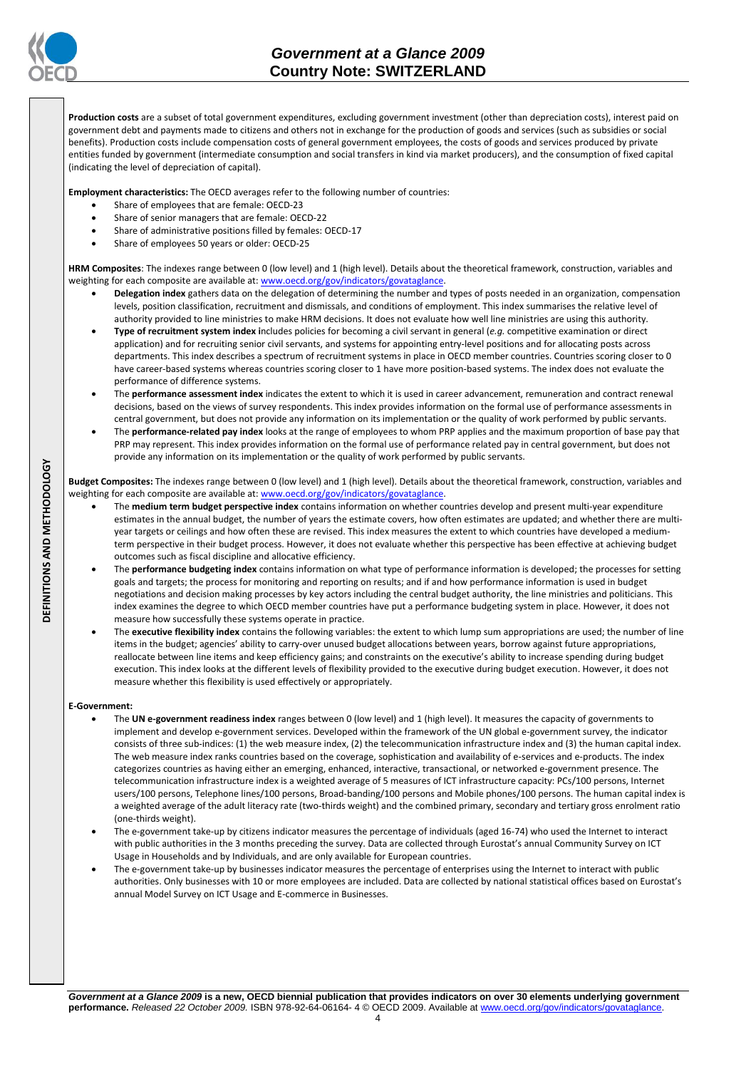**Production costs** are a subset of total government expenditures, excluding government investment (other than depreciation costs), interest paid on government debt and payments made to citizens and others not in exchange for the production of goods and services (such as subsidies or social benefits). Production costs include compensation costs of general government employees, the costs of goods and services produced by private entities funded by government (intermediate consumption and social transfers in kind via market producers), and the consumption of fixed capital (indicating the level of depreciation of capital).

**Employment characteristics:** The OECD averages refer to the following number of countries:

- Share of employees that are female: OECD-23
- Share of senior managers that are female: OECD-22
- Share of administrative positions filled by females: OECD-17
- Share of employees 50 years or older: OECD-25

**HRM Composites**: The indexes range between 0 (low level) and 1 (high level). Details about the theoretical framework, construction, variables and weighting for each composite are available at: www.oecd.org/gov/indicators/govataglance.

- **Delegation index** gathers data on the delegation of determining the number and types of posts needed in an organization, compensation levels, position classification, recruitment and dismissals, and conditions of employment. This index summarises the relative level of authority provided to line ministries to make HRM decisions. It does not evaluate how well line ministries are using this authority.
- **Type of recruitment system index i**ncludes policies for becoming a civil servant in general (*e.g.* competitive examination or direct application) and for recruiting senior civil servants, and systems for appointing entry-level positions and for allocating posts across departments. This index describes a spectrum of recruitment systems in place in OECD member countries. Countries scoring closer to 0 have career-based systems whereas countries scoring closer to 1 have more position-based systems. The index does not evaluate the performance of difference systems.
- The **performance assessment index** indicates the extent to which it is used in career advancement, remuneration and contract renewal decisions, based on the views of survey respondents. This index provides information on the formal use of performance assessments in central government, but does not provide any information on its implementation or the quality of work performed by public servants.
- The **performance-related pay index** looks at the range of employees to whom PRP applies and the maximum proportion of base pay that PRP may represent. This index provides information on the formal use of performance related pay in central government, but does not provide any information on its implementation or the quality of work performed by public servants.

**Budget Composites:** The indexes range between 0 (low level) and 1 (high level). Details about the theoretical framework, construction, variables and weighting for each composite are available at: www.oecd.org/gov/indicators/govataglance.

- The **medium term budget perspective index** contains information on whether countries develop and present multi-year expenditure estimates in the annual budget, the number of years the estimate covers, how often estimates are updated; and whether there are multi-year targets or ceilings and how often these are revised. This index measures the extent to which countries have developed a medium-term perspective in their budget process. However, it does not evaluate whether this perspective has been effective at achieving budget outcomes such as fiscal discipline and allocative efficiency.
- The **performance budgeting index** contains information on what type of performance information is developed; the processes for setting goals and targets; the process for monitoring and reporting on results; and if and how performance information is used in budget negotiations and decision making processes by key actors including the central budget authority, the line ministries and politicians. This index examines the degree to which OECD member countries have put a performance budgeting system in place. However, it does not measure how successfully these systems operate in practice.
- The **executive flexibility index** contains the following variables: the extent to which lump sum appropriations are used; the number of line items in the budget; agencies' ability to carry-over unused budget allocations between years, borrow against future appropriations, reallocate between line items and keep efficiency gains; and constraints on the executive's ability to increase spending during budget execution. This index looks at the different levels of flexibility provided to the executive during budget execution. However, it does not measure whether this flexibility is used effectively or appropriately.

**E-Government:**

- The **UN e-government readiness index** ranges between 0 (low level) and 1 (high level). It measures the capacity of governments to implement and develop e-government services. Developed within the framework of the UN global e-government survey, the indicator consists of three sub-indices: (1) the web measure index, (2) the telecommunication infrastructure index and (3) the human capital index. The web measure index ranks countries based on the coverage, sophistication and availability of e-services and e-products. The index categorizes countries as having either an emerging, enhanced, interactive, transactional, or networked e-government presence. The telecommunication infrastructure index is a weighted average of 5 measures of ICT infrastructure capacity: PCs/100 persons, Internet users/100 persons, Telephone lines/100 persons, Broad-banding/100 persons and Mobile phones/100 persons. The human capital index is a weighted average of the adult literacy rate (two-thirds weight) and the combined primary, secondary and tertiary gross enrolment ratio (one-thirds weight).
- The e-government take-up by citizens indicator measures the percentage of individuals (aged 16-74) who used the Internet to interact with public authorities in the 3 months preceding the survey. Data are collected through Eurostat's annual Community Survey on ICT Usage in Households and by Individuals, and are only available for European countries.
- The e-government take-up by businesses indicator measures the percentage of enterprises using the Internet to interact with public authorities. Only businesses with 10 or more employees are included. Data are collected by national statistical offices based on Eurostat's annual Model Survey on ICT Usage and E-commerce in Businesses.